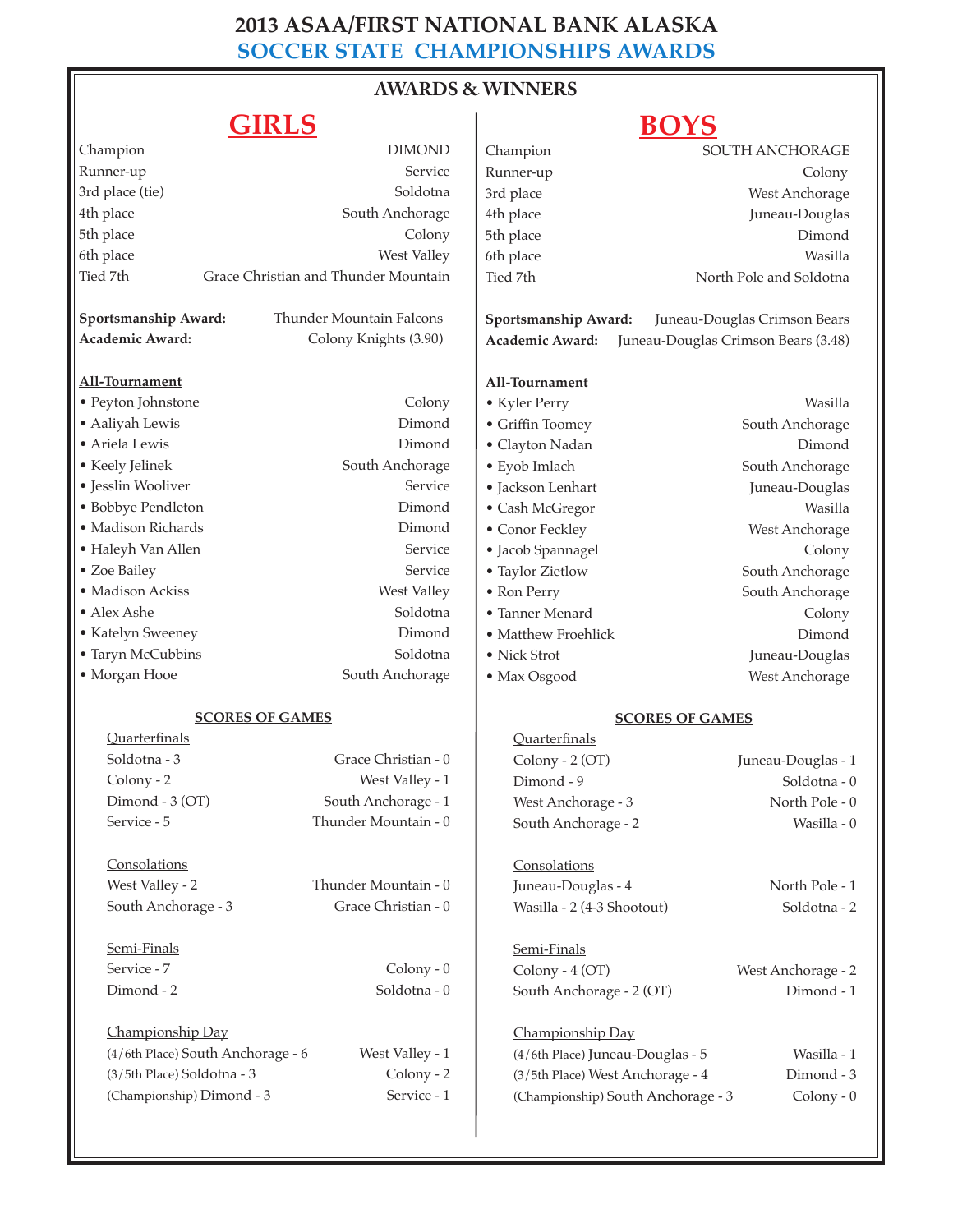# 2013 ASAA/FIRST NATIONAL BANK ALASKA

## SOCCER STATE CHAMPIONSHIPS AWARDS

### AWARDS & WINNERS

## GIRLS

| | |
|---|---|
| Champion | DIMOND |
| Runner-up | Service |
| 3rd place (tie) | Soldotna |
| 4th place | South Anchorage |
| 5th place | Colony |
| 6th place | West Valley |
| Tied 7th | Grace Christian and Thunder Mountain |

**Sportsmanship Award:** Thunder Mountain Falcons
**Academic Award:** Colony Knights (3.90)

**All-Tournament**

- Peyton Johnstone — Colony
- Aaliyah Lewis — Dimond
- Ariela Lewis — Dimond
- Keely Jelinek — South Anchorage
- Jesslin Wooliver — Service
- Bobbye Pendleton — Dimond
- Madison Richards — Dimond
- Haleyh Van Allen — Service
- Zoe Bailey — Service
- Madison Ackiss — West Valley
- Alex Ashe — Soldotna
- Katelyn Sweeney — Dimond
- Taryn McCubbins — Soldotna
- Morgan Hooe — South Anchorage

**SCORES OF GAMES**

Quarterfinals

| | |
|---|---|
| Soldotna - 3 | Grace Christian - 0 |
| Colony - 2 | West Valley - 1 |
| Dimond - 3 (OT) | South Anchorage - 1 |
| Service - 5 | Thunder Mountain - 0 |

Consolations

| | |
|---|---|
| West Valley - 2 | Thunder Mountain - 0 |
| South Anchorage - 3 | Grace Christian - 0 |

Semi-Finals

| | |
|---|---|
| Service - 7 | Colony - 0 |
| Dimond - 2 | Soldotna - 0 |

Championship Day

| | |
|---|---|
| (4/6th Place) South Anchorage - 6 | West Valley - 1 |
| (3/5th Place) Soldotna - 3 | Colony - 2 |
| (Championship) Dimond - 3 | Service - 1 |

## BOYS

| | |
|---|---|
| Champion | SOUTH ANCHORAGE |
| Runner-up | Colony |
| 3rd place | West Anchorage |
| 4th place | Juneau-Douglas |
| 5th place | Dimond |
| 6th place | Wasilla |
| Tied 7th | North Pole and Soldotna |

**Sportsmanship Award:** Juneau-Douglas Crimson Bears
**Academic Award:** Juneau-Douglas Crimson Bears (3.48)

**All-Tournament**

- Kyler Perry — Wasilla
- Griffin Toomey — South Anchorage
- Clayton Nadan — Dimond
- Eyob Imlach — South Anchorage
- Jackson Lenhart — Juneau-Douglas
- Cash McGregor — Wasilla
- Conor Feckley — West Anchorage
- Jacob Spannagel — Colony
- Taylor Zietlow — South Anchorage
- Ron Perry — South Anchorage
- Tanner Menard — Colony
- Matthew Froehlick — Dimond
- Nick Strot — Juneau-Douglas
- Max Osgood — West Anchorage

**SCORES OF GAMES**

Quarterfinals

| | |
|---|---|
| Colony - 2 (OT) | Juneau-Douglas - 1 |
| Dimond - 9 | Soldotna - 0 |
| West Anchorage - 3 | North Pole - 0 |
| South Anchorage - 2 | Wasilla - 0 |

Consolations

| | |
|---|---|
| Juneau-Douglas - 4 | North Pole - 1 |
| Wasilla - 2 (4-3 Shootout) | Soldotna - 2 |

Semi-Finals

| | |
|---|---|
| Colony - 4 (OT) | West Anchorage - 2 |
| South Anchorage - 2 (OT) | Dimond - 1 |

Championship Day

| | |
|---|---|
| (4/6th Place) Juneau-Douglas - 5 | Wasilla - 1 |
| (3/5th Place) West Anchorage - 4 | Dimond - 3 |
| (Championship) South Anchorage - 3 | Colony - 0 |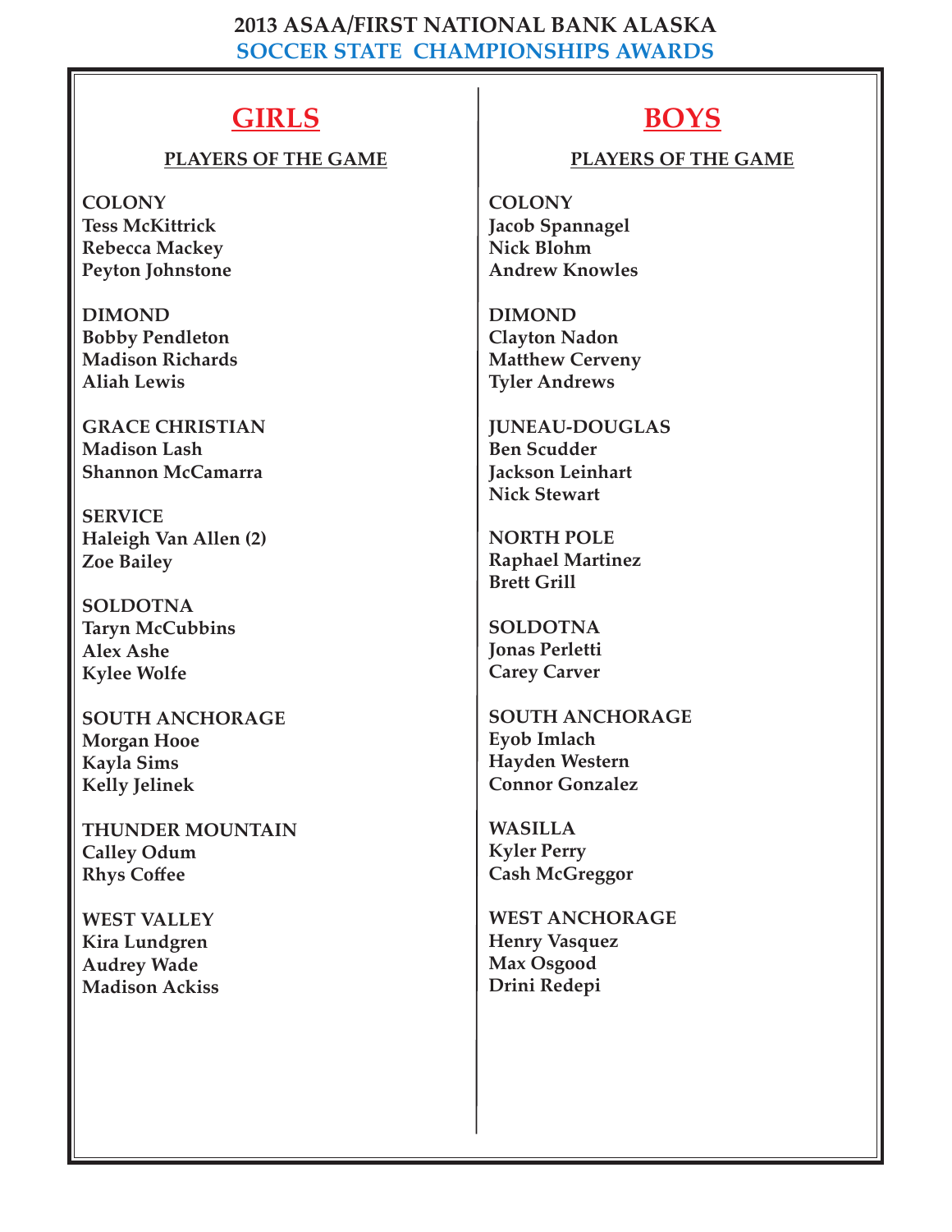# 2013 ASAA/FIRST NATIONAL BANK ALASKA
## SOCCER STATE CHAMPIONSHIPS AWARDS

## GIRLS

### PLAYERS OF THE GAME

**COLONY**
**Tess McKittrick**
**Rebecca Mackey**
**Peyton Johnstone**

**DIMOND**
**Bobby Pendleton**
**Madison Richards**
**Aliah Lewis**

**GRACE CHRISTIAN**
**Madison Lash**
**Shannon McCamarra**

**SERVICE**
**Haleigh Van Allen (2)**
**Zoe Bailey**

**SOLDOTNA**
**Taryn McCubbins**
**Alex Ashe**
**Kylee Wolfe**

**SOUTH ANCHORAGE**
**Morgan Hooe**
**Kayla Sims**
**Kelly Jelinek**

**THUNDER MOUNTAIN**
**Calley Odum**
**Rhys Coffee**

**WEST VALLEY**
**Kira Lundgren**
**Audrey Wade**
**Madison Ackiss**

## BOYS

### PLAYERS OF THE GAME

**COLONY**
**Jacob Spannagel**
**Nick Blohm**
**Andrew Knowles**

**DIMOND**
**Clayton Nadon**
**Matthew Cerveny**
**Tyler Andrews**

**JUNEAU-DOUGLAS**
**Ben Scudder**
**Jackson Leinhart**
**Nick Stewart**

**NORTH POLE**
**Raphael Martinez**
**Brett Grill**

**SOLDOTNA**
**Jonas Perletti**
**Carey Carver**

**SOUTH ANCHORAGE**
**Eyob Imlach**
**Hayden Western**
**Connor Gonzalez**

**WASILLA**
**Kyler Perry**
**Cash McGreggor**

**WEST ANCHORAGE**
**Henry Vasquez**
**Max Osgood**
**Drini Redepi**